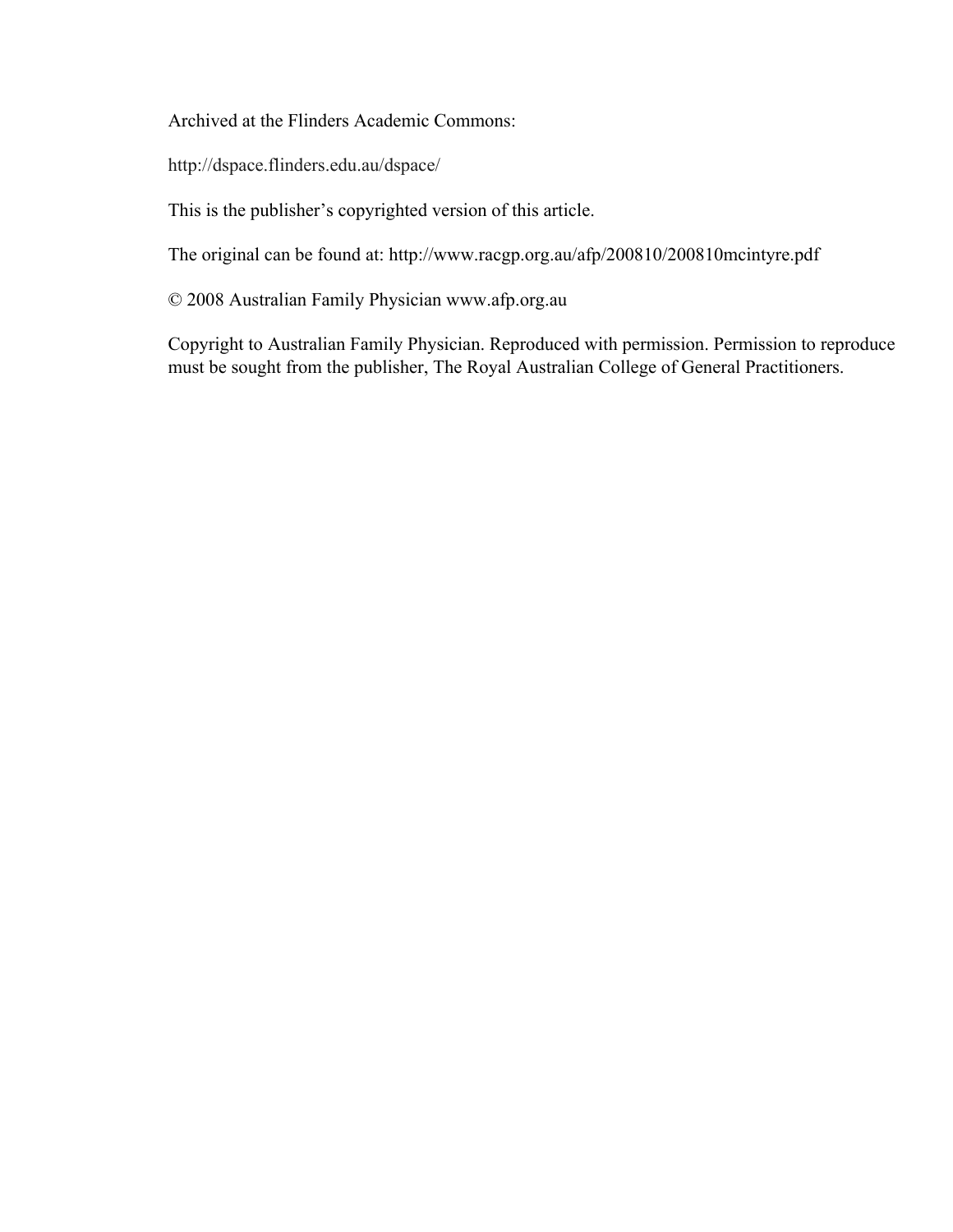Archived at the Flinders Academic Commons:

http://dspace.flinders.edu.au/dspace/

This is the publisher's copyrighted version of this article.

The original can be found at: http://www.racgp.org.au/afp/200810/200810mcintyre.pdf

© 2008 Australian Family Physician www.afp.org.au

Copyright to Australian Family Physician. Reproduced with permission. Permission to reproduce must be sought from the publisher, The Royal Australian College of General Practitioners.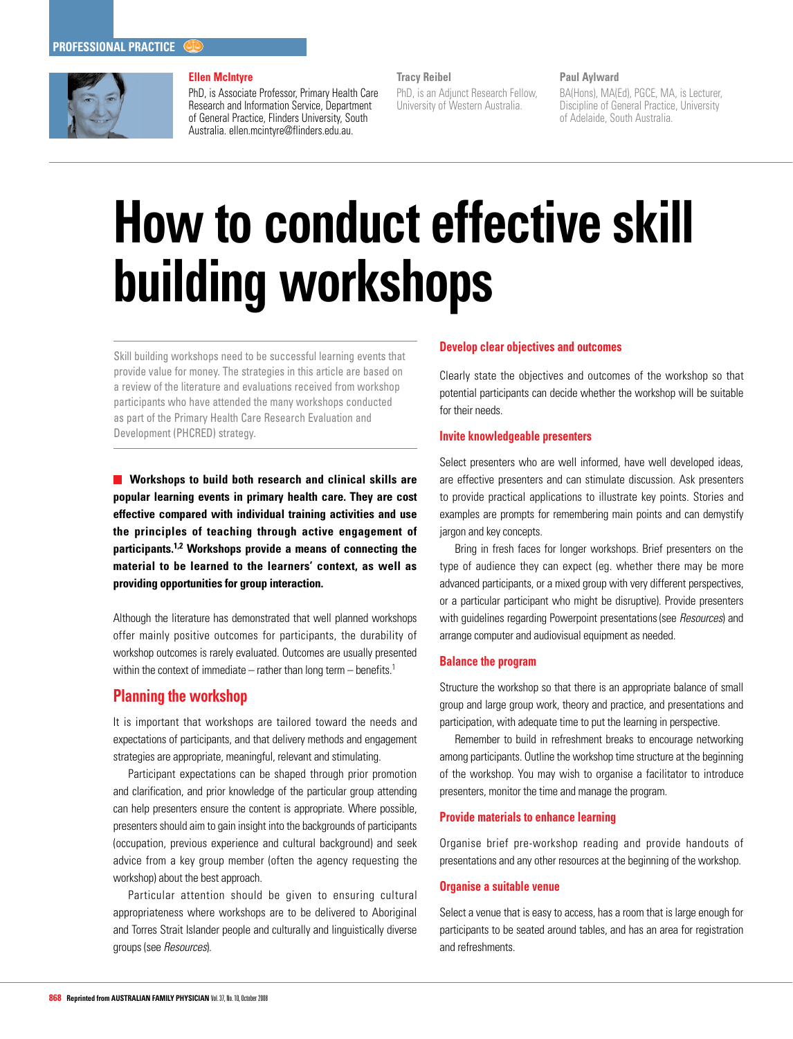PROFESSIONAL PRACTICE

**Ellen McIntyre**

PhD, is Associate Professor, Primary Health Care Research and Information Service, Department of General Practice, Flinders University, South Australia. ellen.mcintyre@flinders.edu.au.

**Tracy Reibel**

PhD, is an Adjunct Research Fellow, University of Western Australia.

**Paul Aylward**

BA(Hons), MA(Ed), PGCE, MA, is Lecturer, Discipline of General Practice, University of Adelaide, South Australia.

# How to conduct effective skill building workshops

Skill building workshops need to be successful learning events that provide value for money. The strategies in this article are based on a review of the literature and evaluations received from workshop participants who have attended the many workshops conducted as part of the Primary Health Care Research Evaluation and Development (PHCRED) strategy.

**Workshops to build both research and clinical skills are popular learning events in primary health care. They are cost effective compared with individual training activities and use the principles of teaching through active engagement of participants.[1,2] Workshops provide a means of connecting the material to be learned to the learners' context, as well as providing opportunities for group interaction.**

Although the literature has demonstrated that well planned workshops offer mainly positive outcomes for participants, the durability of workshop outcomes is rarely evaluated. Outcomes are usually presented within the context of immediate – rather than long term – benefits.[1]

## Planning the workshop

It is important that workshops are tailored toward the needs and expectations of participants, and that delivery methods and engagement strategies are appropriate, meaningful, relevant and stimulating.

Participant expectations can be shaped through prior promotion and clarification, and prior knowledge of the particular group attending can help presenters ensure the content is appropriate. Where possible, presenters should aim to gain insight into the backgrounds of participants (occupation, previous experience and cultural background) and seek advice from a key group member (often the agency requesting the workshop) about the best approach.

Particular attention should be given to ensuring cultural appropriateness where workshops are to be delivered to Aboriginal and Torres Strait Islander people and culturally and linguistically diverse groups (see *Resources*).

### Develop clear objectives and outcomes

Clearly state the objectives and outcomes of the workshop so that potential participants can decide whether the workshop will be suitable for their needs.

### Invite knowledgeable presenters

Select presenters who are well informed, have well developed ideas, are effective presenters and can stimulate discussion. Ask presenters to provide practical applications to illustrate key points. Stories and examples are prompts for remembering main points and can demystify jargon and key concepts.

Bring in fresh faces for longer workshops. Brief presenters on the type of audience they can expect (eg. whether there may be more advanced participants, or a mixed group with very different perspectives, or a particular participant who might be disruptive). Provide presenters with guidelines regarding Powerpoint presentations (see *Resources*) and arrange computer and audiovisual equipment as needed.

### Balance the program

Structure the workshop so that there is an appropriate balance of small group and large group work, theory and practice, and presentations and participation, with adequate time to put the learning in perspective.

Remember to build in refreshment breaks to encourage networking among participants. Outline the workshop time structure at the beginning of the workshop. You may wish to organise a facilitator to introduce presenters, monitor the time and manage the program.

### Provide materials to enhance learning

Organise brief pre-workshop reading and provide handouts of presentations and any other resources at the beginning of the workshop.

### Organise a suitable venue

Select a venue that is easy to access, has a room that is large enough for participants to be seated around tables, and has an area for registration and refreshments.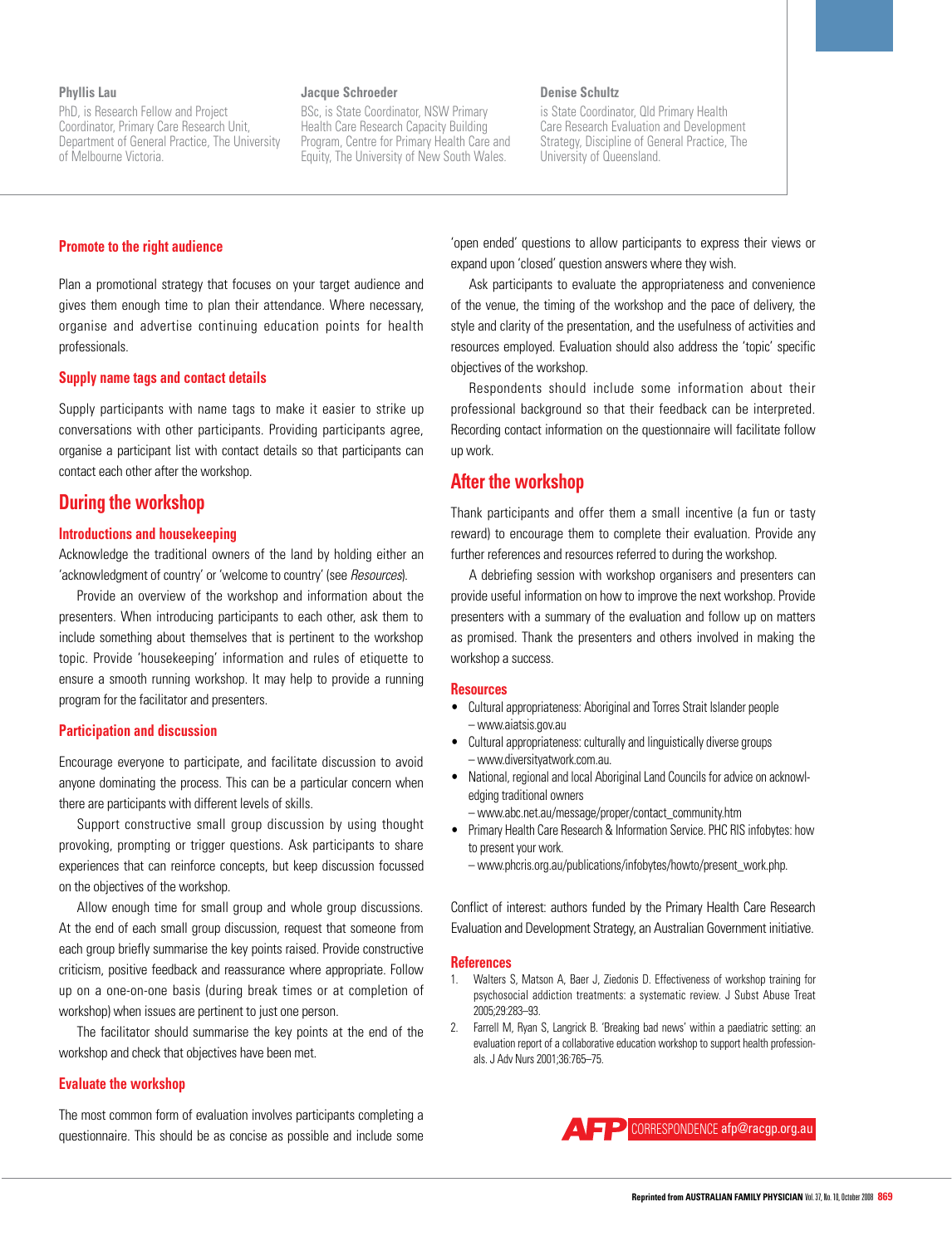**Phyllis Lau**
PhD, is Research Fellow and Project Coordinator, Primary Care Research Unit, Department of General Practice, The University of Melbourne Victoria.

**Jacque Schroeder**
BSc, is State Coordinator, NSW Primary Health Care Research Capacity Building Program, Centre for Primary Health Care and Equity, The University of New South Wales.

**Denise Schultz**
is State Coordinator, Qld Primary Health Care Research Evaluation and Development Strategy, Discipline of General Practice, The University of Queensland.

### Promote to the right audience

Plan a promotional strategy that focuses on your target audience and gives them enough time to plan their attendance. Where necessary, organise and advertise continuing education points for health professionals.

### Supply name tags and contact details

Supply participants with name tags to make it easier to strike up conversations with other participants. Providing participants agree, organise a participant list with contact details so that participants can contact each other after the workshop.

## During the workshop

### Introductions and housekeeping

Acknowledge the traditional owners of the land by holding either an 'acknowledgment of country' or 'welcome to country' (see *Resources*).

Provide an overview of the workshop and information about the presenters. When introducing participants to each other, ask them to include something about themselves that is pertinent to the workshop topic. Provide 'housekeeping' information and rules of etiquette to ensure a smooth running workshop. It may help to provide a running program for the facilitator and presenters.

### Participation and discussion

Encourage everyone to participate, and facilitate discussion to avoid anyone dominating the process. This can be a particular concern when there are participants with different levels of skills.

Support constructive small group discussion by using thought provoking, prompting or trigger questions. Ask participants to share experiences that can reinforce concepts, but keep discussion focussed on the objectives of the workshop.

Allow enough time for small group and whole group discussions. At the end of each small group discussion, request that someone from each group briefly summarise the key points raised. Provide constructive criticism, positive feedback and reassurance where appropriate. Follow up on a one-on-one basis (during break times or at completion of workshop) when issues are pertinent to just one person.

The facilitator should summarise the key points at the end of the workshop and check that objectives have been met.

### Evaluate the workshop

The most common form of evaluation involves participants completing a questionnaire. This should be as concise as possible and include some 'open ended' questions to allow participants to express their views or expand upon 'closed' question answers where they wish.

Ask participants to evaluate the appropriateness and convenience of the venue, the timing of the workshop and the pace of delivery, the style and clarity of the presentation, and the usefulness of activities and resources employed. Evaluation should also address the 'topic' specific objectives of the workshop.

Respondents should include some information about their professional background so that their feedback can be interpreted. Recording contact information on the questionnaire will facilitate follow up work.

## After the workshop

Thank participants and offer them a small incentive (a fun or tasty reward) to encourage them to complete their evaluation. Provide any further references and resources referred to during the workshop.

A debriefing session with workshop organisers and presenters can provide useful information on how to improve the next workshop. Provide presenters with a summary of the evaluation and follow up on matters as promised. Thank the presenters and others involved in making the workshop a success.

### Resources

- Cultural appropriateness: Aboriginal and Torres Strait Islander people – www.aiatsis.gov.au
- Cultural appropriateness: culturally and linguistically diverse groups – www.diversityatwork.com.au.
- National, regional and local Aboriginal Land Councils for advice on acknowledging traditional owners – www.abc.net.au/message/proper/contact_community.htm
- Primary Health Care Research & Information Service. PHC RIS infobytes: how to present your work. – www.phcris.org.au/publications/infobytes/howto/present_work.php.

Conflict of interest: authors funded by the Primary Health Care Research Evaluation and Development Strategy, an Australian Government initiative.

### References

1. Walters S, Matson A, Baer J, Ziedonis D. Effectiveness of workshop training for psychosocial addiction treatments: a systematic review. J Subst Abuse Treat 2005;29:283–93.
2. Farrell M, Ryan S, Langrick B. 'Breaking bad news' within a paediatric setting: an evaluation report of a collaborative education workshop to support health professionals. J Adv Nurs 2001;36:765–75.

AFP CORRESPONDENCE afp@racgp.org.au